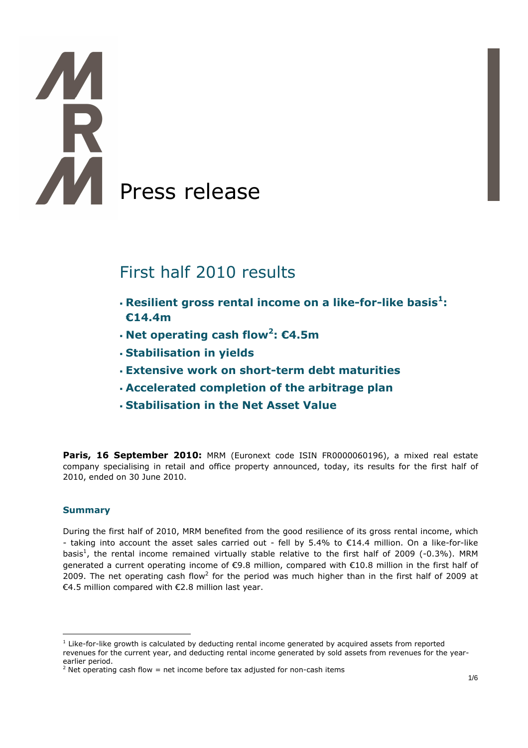# Press release

## First half 2010 results

- **Resilient gross rental income on a like-for-like basis[1]: €14.4m**
- **Net operating cash flow[2]: €4.5m**
- **Stabilisation in yields**
- **Extensive work on short-term debt maturities**
- **Accelerated completion of the arbitrage plan**
- **Stabilisation in the Net Asset Value**

**Paris, 16 September 2010:** MRM (Euronext code ISIN FR0000060196), a mixed real estate company specialising in retail and office property announced, today, its results for the first half of 2010, ended on 30 June 2010.

### Summary

During the first half of 2010, MRM benefited from the good resilience of its gross rental income, which - taking into account the asset sales carried out - fell by 5.4% to €14.4 million. On a like-for-like basis[1], the rental income remained virtually stable relative to the first half of 2009 (-0.3%). MRM generated a current operating income of €9.8 million, compared with €10.8 million in the first half of 2009. The net operating cash flow[2] for the period was much higher than in the first half of 2009 at €4.5 million compared with €2.8 million last year.

---

[1] Like-for-like growth is calculated by deducting rental income generated by acquired assets from reported revenues for the current year, and deducting rental income generated by sold assets from revenues for the year-earlier period.

[2] Net operating cash flow = net income before tax adjusted for non-cash items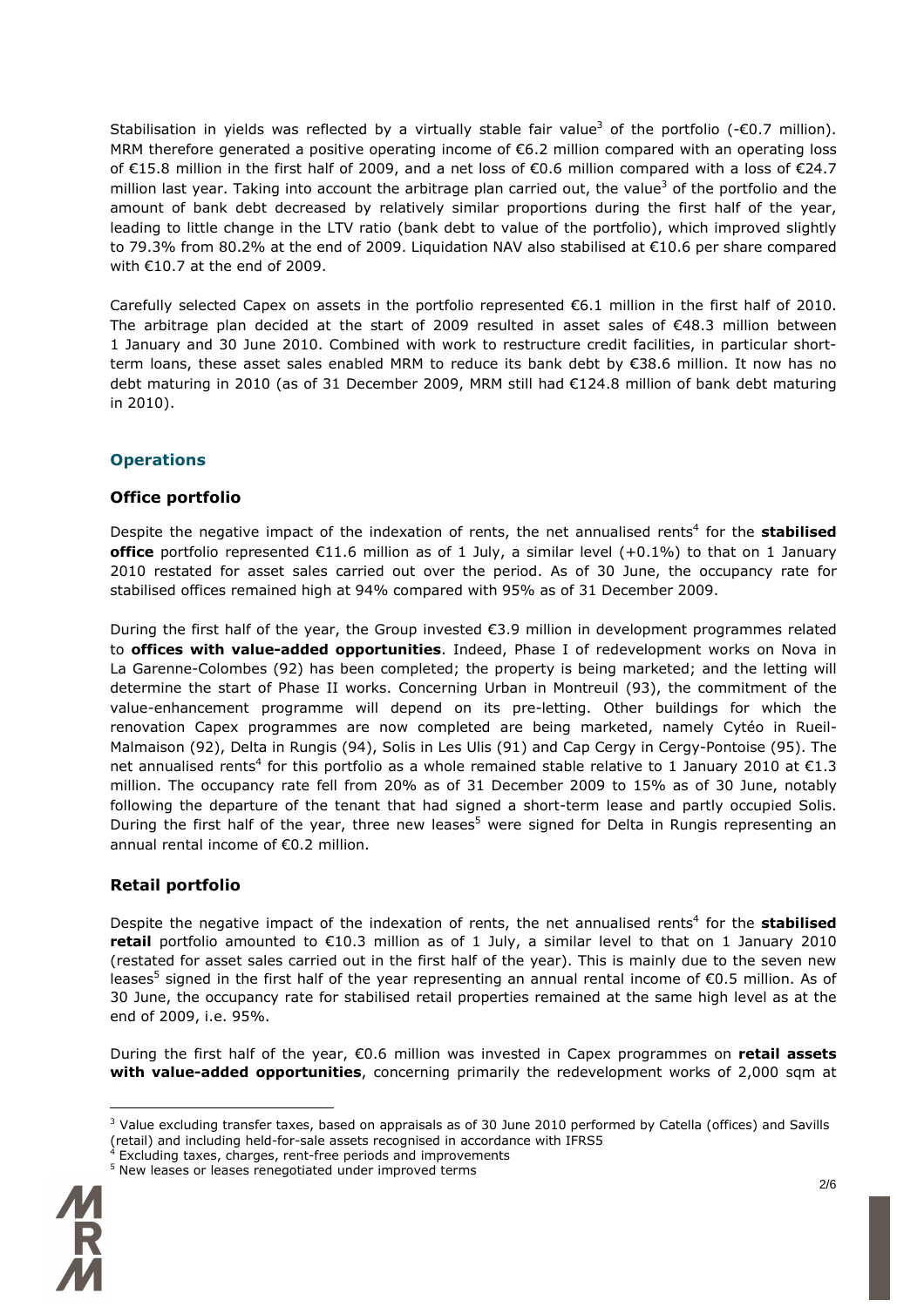Stabilisation in yields was reflected by a virtually stable fair value[3] of the portfolio (-€0.7 million). MRM therefore generated a positive operating income of €6.2 million compared with an operating loss of €15.8 million in the first half of 2009, and a net loss of €0.6 million compared with a loss of €24.7 million last year. Taking into account the arbitrage plan carried out, the value[3] of the portfolio and the amount of bank debt decreased by relatively similar proportions during the first half of the year, leading to little change in the LTV ratio (bank debt to value of the portfolio), which improved slightly to 79.3% from 80.2% at the end of 2009. Liquidation NAV also stabilised at €10.6 per share compared with €10.7 at the end of 2009.

Carefully selected Capex on assets in the portfolio represented €6.1 million in the first half of 2010. The arbitrage plan decided at the start of 2009 resulted in asset sales of €48.3 million between 1 January and 30 June 2010. Combined with work to restructure credit facilities, in particular short-term loans, these asset sales enabled MRM to reduce its bank debt by €38.6 million. It now has no debt maturing in 2010 (as of 31 December 2009, MRM still had €124.8 million of bank debt maturing in 2010).

## Operations

### Office portfolio

Despite the negative impact of the indexation of rents, the net annualised rents[4] for the **stabilised office** portfolio represented €11.6 million as of 1 July, a similar level (+0.1%) to that on 1 January 2010 restated for asset sales carried out over the period. As of 30 June, the occupancy rate for stabilised offices remained high at 94% compared with 95% as of 31 December 2009.

During the first half of the year, the Group invested €3.9 million in development programmes related to **offices with value-added opportunities**. Indeed, Phase I of redevelopment works on Nova in La Garenne-Colombes (92) has been completed; the property is being marketed; and the letting will determine the start of Phase II works. Concerning Urban in Montreuil (93), the commitment of the value-enhancement programme will depend on its pre-letting. Other buildings for which the renovation Capex programmes are now completed are being marketed, namely Cytéo in Rueil-Malmaison (92), Delta in Rungis (94), Solis in Les Ulis (91) and Cap Cergy in Cergy-Pontoise (95). The net annualised rents[4] for this portfolio as a whole remained stable relative to 1 January 2010 at €1.3 million. The occupancy rate fell from 20% as of 31 December 2009 to 15% as of 30 June, notably following the departure of the tenant that had signed a short-term lease and partly occupied Solis. During the first half of the year, three new leases[5] were signed for Delta in Rungis representing an annual rental income of €0.2 million.

### Retail portfolio

Despite the negative impact of the indexation of rents, the net annualised rents[4] for the **stabilised retail** portfolio amounted to €10.3 million as of 1 July, a similar level to that on 1 January 2010 (restated for asset sales carried out in the first half of the year). This is mainly due to the seven new leases[5] signed in the first half of the year representing an annual rental income of €0.5 million. As of 30 June, the occupancy rate for stabilised retail properties remained at the same high level as at the end of 2009, i.e. 95%.

During the first half of the year, €0.6 million was invested in Capex programmes on **retail assets with value-added opportunities**, concerning primarily the redevelopment works of 2,000 sqm at

[3] Value excluding transfer taxes, based on appraisals as of 30 June 2010 performed by Catella (offices) and Savills (retail) and including held-for-sale assets recognised in accordance with IFRS5

[4] Excluding taxes, charges, rent-free periods and improvements

[5] New leases or leases renegotiated under improved terms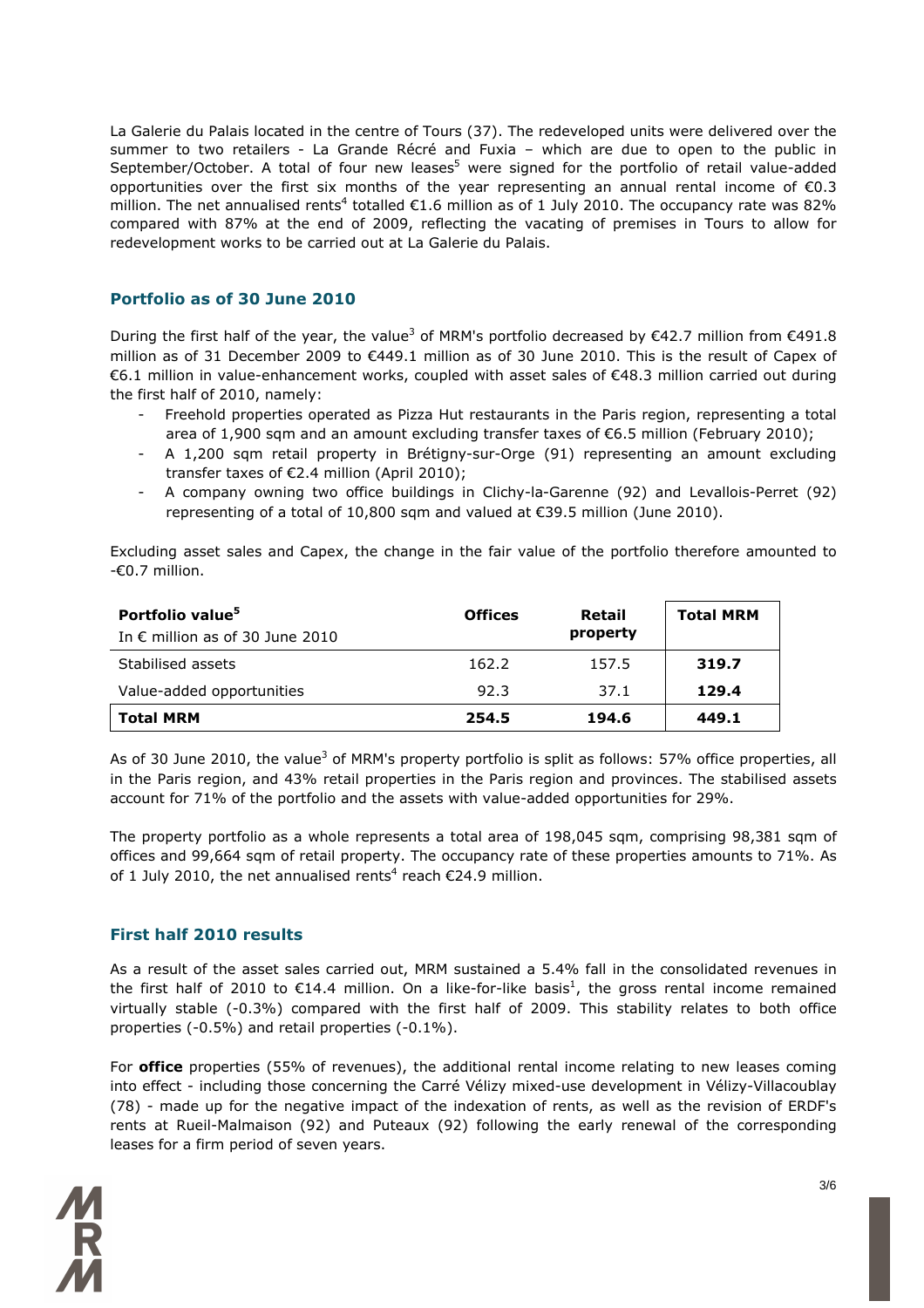La Galerie du Palais located in the centre of Tours (37). The redeveloped units were delivered over the summer to two retailers - La Grande Récré and Fuxia – which are due to open to the public in September/October. A total of four new leases[5] were signed for the portfolio of retail value-added opportunities over the first six months of the year representing an annual rental income of €0.3 million. The net annualised rents[4] totalled €1.6 million as of 1 July 2010. The occupancy rate was 82% compared with 87% at the end of 2009, reflecting the vacating of premises in Tours to allow for redevelopment works to be carried out at La Galerie du Palais.

## Portfolio as of 30 June 2010

During the first half of the year, the value[3] of MRM's portfolio decreased by €42.7 million from €491.8 million as of 31 December 2009 to €449.1 million as of 30 June 2010. This is the result of Capex of €6.1 million in value-enhancement works, coupled with asset sales of €48.3 million carried out during the first half of 2010, namely:

- Freehold properties operated as Pizza Hut restaurants in the Paris region, representing a total area of 1,900 sqm and an amount excluding transfer taxes of €6.5 million (February 2010);
- A 1,200 sqm retail property in Brétigny-sur-Orge (91) representing an amount excluding transfer taxes of €2.4 million (April 2010);
- A company owning two office buildings in Clichy-la-Garenne (92) and Levallois-Perret (92) representing of a total of 10,800 sqm and valued at €39.5 million (June 2010).

Excluding asset sales and Capex, the change in the fair value of the portfolio therefore amounted to -€0.7 million.

| **Portfolio value[5]** In € million as of 30 June 2010 | **Offices** | **Retail property** | **Total MRM** |
|---|---|---|---|
| Stabilised assets | 162.2 | 157.5 | **319.7** |
| Value-added opportunities | 92.3 | 37.1 | **129.4** |
| **Total MRM** | **254.5** | **194.6** | **449.1** |

As of 30 June 2010, the value[3] of MRM's property portfolio is split as follows: 57% office properties, all in the Paris region, and 43% retail properties in the Paris region and provinces. The stabilised assets account for 71% of the portfolio and the assets with value-added opportunities for 29%.

The property portfolio as a whole represents a total area of 198,045 sqm, comprising 98,381 sqm of offices and 99,664 sqm of retail property. The occupancy rate of these properties amounts to 71%. As of 1 July 2010, the net annualised rents[4] reach €24.9 million.

## First half 2010 results

As a result of the asset sales carried out, MRM sustained a 5.4% fall in the consolidated revenues in the first half of 2010 to €14.4 million. On a like-for-like basis[1], the gross rental income remained virtually stable (-0.3%) compared with the first half of 2009. This stability relates to both office properties (-0.5%) and retail properties (-0.1%).

For **office** properties (55% of revenues), the additional rental income relating to new leases coming into effect - including those concerning the Carré Vélizy mixed-use development in Vélizy-Villacoublay (78) - made up for the negative impact of the indexation of rents, as well as the revision of ERDF's rents at Rueil-Malmaison (92) and Puteaux (92) following the early renewal of the corresponding leases for a firm period of seven years.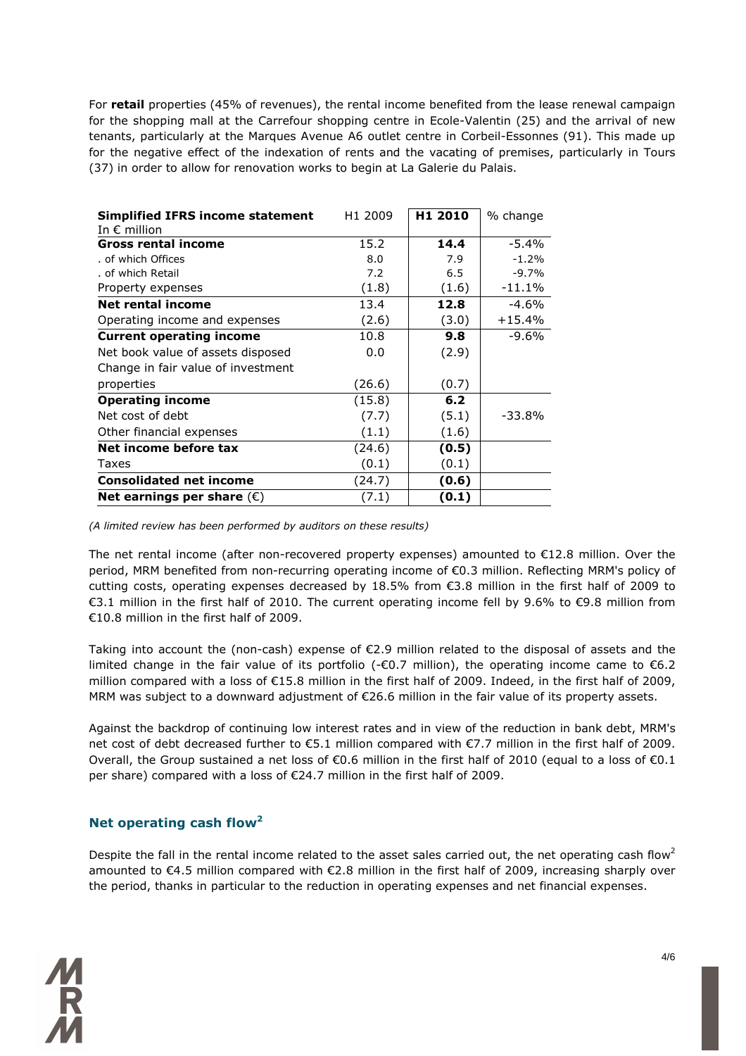For **retail** properties (45% of revenues), the rental income benefited from the lease renewal campaign for the shopping mall at the Carrefour shopping centre in Ecole-Valentin (25) and the arrival of new tenants, particularly at the Marques Avenue A6 outlet centre in Corbeil-Essonnes (91). This made up for the negative effect of the indexation of rents and the vacating of premises, particularly in Tours (37) in order to allow for renovation works to begin at La Galerie du Palais.

| **Simplified IFRS income statement** In € million | H1 2009 | **H1 2010** | % change |
|---|---|---|---|
| **Gross rental income** | 15.2 | **14.4** | -5.4% |
| . of which Offices | 8.0 | 7.9 | -1.2% |
| . of which Retail | 7.2 | 6.5 | -9.7% |
| Property expenses | (1.8) | (1.6) | -11.1% |
| **Net rental income** | 13.4 | **12.8** | -4.6% |
| Operating income and expenses | (2.6) | (3.0) | +15.4% |
| **Current operating income** | 10.8 | **9.8** | -9.6% |
| Net book value of assets disposed | 0.0 | (2.9) | |
| Change in fair value of investment properties | (26.6) | (0.7) | |
| **Operating income** | (15.8) | **6.2** | |
| Net cost of debt | (7.7) | (5.1) | -33.8% |
| Other financial expenses | (1.1) | (1.6) | |
| **Net income before tax** | (24.6) | **(0.5)** | |
| Taxes | (0.1) | (0.1) | |
| **Consolidated net income** | (24.7) | **(0.6)** | |
| **Net earnings per share** (€) | (7.1) | **(0.1)** | |

*(A limited review has been performed by auditors on these results)*

The net rental income (after non-recovered property expenses) amounted to €12.8 million. Over the period, MRM benefited from non-recurring operating income of €0.3 million. Reflecting MRM's policy of cutting costs, operating expenses decreased by 18.5% from €3.8 million in the first half of 2009 to €3.1 million in the first half of 2010. The current operating income fell by 9.6% to €9.8 million from €10.8 million in the first half of 2009.

Taking into account the (non-cash) expense of €2.9 million related to the disposal of assets and the limited change in the fair value of its portfolio (-€0.7 million), the operating income came to €6.2 million compared with a loss of €15.8 million in the first half of 2009. Indeed, in the first half of 2009, MRM was subject to a downward adjustment of €26.6 million in the fair value of its property assets.

Against the backdrop of continuing low interest rates and in view of the reduction in bank debt, MRM's net cost of debt decreased further to €5.1 million compared with €7.7 million in the first half of 2009. Overall, the Group sustained a net loss of €0.6 million in the first half of 2010 (equal to a loss of €0.1 per share) compared with a loss of €24.7 million in the first half of 2009.

## Net operating cash flow[2]

Despite the fall in the rental income related to the asset sales carried out, the net operating cash flow[2] amounted to €4.5 million compared with €2.8 million in the first half of 2009, increasing sharply over the period, thanks in particular to the reduction in operating expenses and net financial expenses.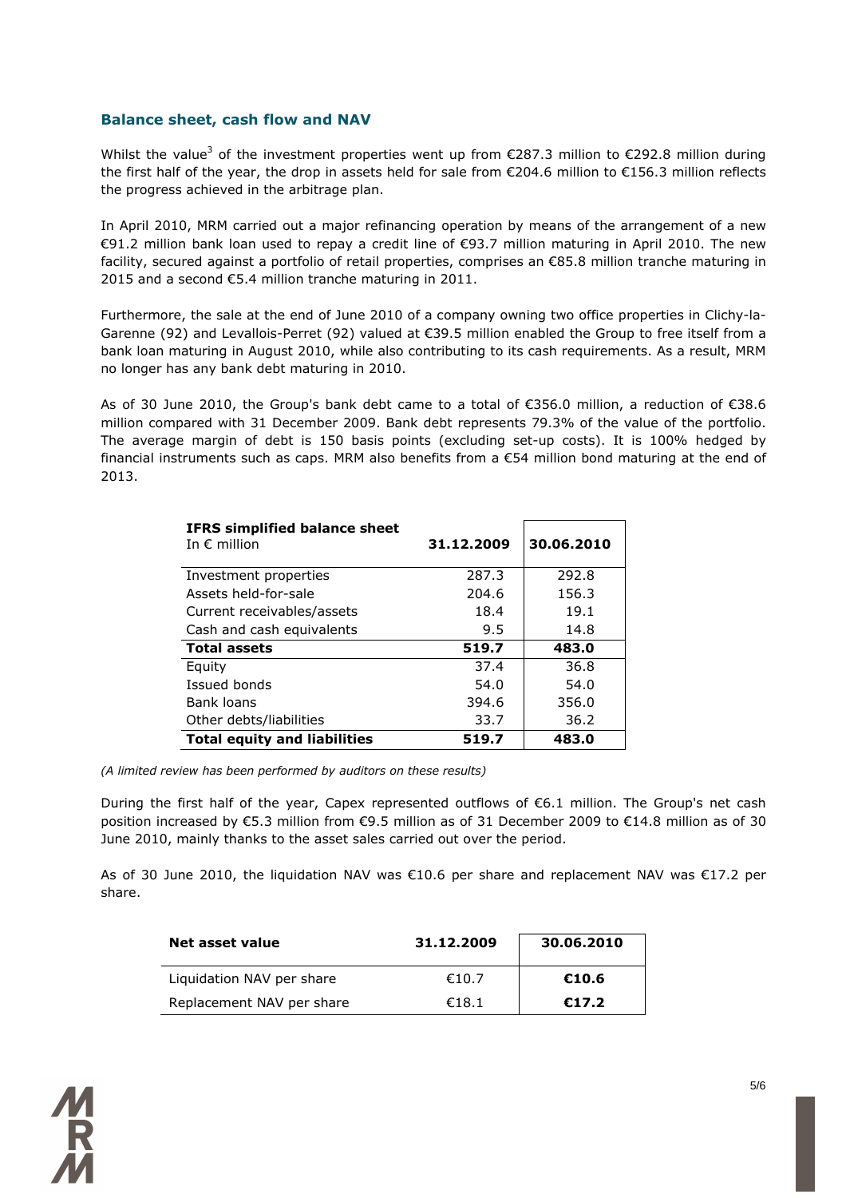## Balance sheet, cash flow and NAV

Whilst the value[3] of the investment properties went up from €287.3 million to €292.8 million during the first half of the year, the drop in assets held for sale from €204.6 million to €156.3 million reflects the progress achieved in the arbitrage plan.

In April 2010, MRM carried out a major refinancing operation by means of the arrangement of a new €91.2 million bank loan used to repay a credit line of €93.7 million maturing in April 2010. The new facility, secured against a portfolio of retail properties, comprises an €85.8 million tranche maturing in 2015 and a second €5.4 million tranche maturing in 2011.

Furthermore, the sale at the end of June 2010 of a company owning two office properties in Clichy-la-Garenne (92) and Levallois-Perret (92) valued at €39.5 million enabled the Group to free itself from a bank loan maturing in August 2010, while also contributing to its cash requirements. As a result, MRM no longer has any bank debt maturing in 2010.

As of 30 June 2010, the Group's bank debt came to a total of €356.0 million, a reduction of €38.6 million compared with 31 December 2009. Bank debt represents 79.3% of the value of the portfolio. The average margin of debt is 150 basis points (excluding set-up costs). It is 100% hedged by financial instruments such as caps. MRM also benefits from a €54 million bond maturing at the end of 2013.

| **IFRS simplified balance sheet**<br>In € million | **31.12.2009** | **30.06.2010** |
|---|---|---|
| Investment properties | 287.3 | 292.8 |
| Assets held-for-sale | 204.6 | 156.3 |
| Current receivables/assets | 18.4 | 19.1 |
| Cash and cash equivalents | 9.5 | 14.8 |
| **Total assets** | **519.7** | **483.0** |
| Equity | 37.4 | 36.8 |
| Issued bonds | 54.0 | 54.0 |
| Bank loans | 394.6 | 356.0 |
| Other debts/liabilities | 33.7 | 36.2 |
| **Total equity and liabilities** | **519.7** | **483.0** |

*(A limited review has been performed by auditors on these results)*

During the first half of the year, Capex represented outflows of €6.1 million. The Group's net cash position increased by €5.3 million from €9.5 million as of 31 December 2009 to €14.8 million as of 30 June 2010, mainly thanks to the asset sales carried out over the period.

As of 30 June 2010, the liquidation NAV was €10.6 per share and replacement NAV was €17.2 per share.

| **Net asset value** | **31.12.2009** | **30.06.2010** |
|---|---|---|
| Liquidation NAV per share | €10.7 | **€10.6** |
| Replacement NAV per share | €18.1 | **€17.2** |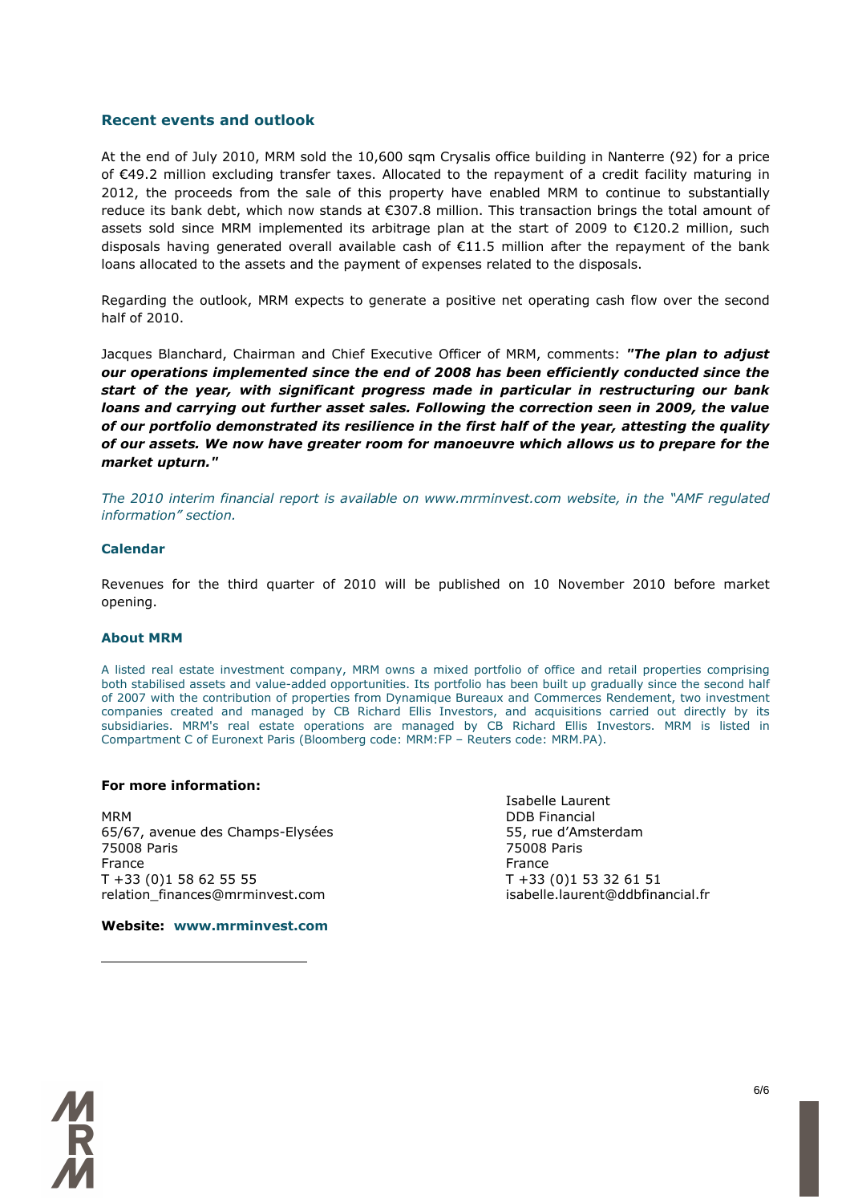## Recent events and outlook

At the end of July 2010, MRM sold the 10,600 sqm Crysalis office building in Nanterre (92) for a price of €49.2 million excluding transfer taxes. Allocated to the repayment of a credit facility maturing in 2012, the proceeds from the sale of this property have enabled MRM to continue to substantially reduce its bank debt, which now stands at €307.8 million. This transaction brings the total amount of assets sold since MRM implemented its arbitrage plan at the start of 2009 to €120.2 million, such disposals having generated overall available cash of €11.5 million after the repayment of the bank loans allocated to the assets and the payment of expenses related to the disposals.

Regarding the outlook, MRM expects to generate a positive net operating cash flow over the second half of 2010.

Jacques Blanchard, Chairman and Chief Executive Officer of MRM, comments: ***"The plan to adjust our operations implemented since the end of 2008 has been efficiently conducted since the start of the year, with significant progress made in particular in restructuring our bank loans and carrying out further asset sales. Following the correction seen in 2009, the value of our portfolio demonstrated its resilience in the first half of the year, attesting the quality of our assets. We now have greater room for manoeuvre which allows us to prepare for the market upturn."***

*The 2010 interim financial report is available on www.mrminvest.com website, in the "AMF regulated information" section.*

### Calendar

Revenues for the third quarter of 2010 will be published on 10 November 2010 before market opening.

### About MRM

A listed real estate investment company, MRM owns a mixed portfolio of office and retail properties comprising both stabilised assets and value-added opportunities. Its portfolio has been built up gradually since the second half of 2007 with the contribution of properties from Dynamique Bureaux and Commerces Rendement, two investment companies created and managed by CB Richard Ellis Investors, and acquisitions carried out directly by its subsidiaries. MRM's real estate operations are managed by CB Richard Ellis Investors. MRM is listed in Compartment C of Euronext Paris (Bloomberg code: MRM:FP – Reuters code: MRM.PA).

**For more information:**

MRM
65/67, avenue des Champs-Elysées
75008 Paris
France
T +33 (0)1 58 62 55 55
relation_finances@mrminvest.com

Isabelle Laurent
DDB Financial
55, rue d'Amsterdam
75008 Paris
France
T +33 (0)1 53 32 61 51
isabelle.laurent@ddbfinancial.fr

**Website: www.mrminvest.com**